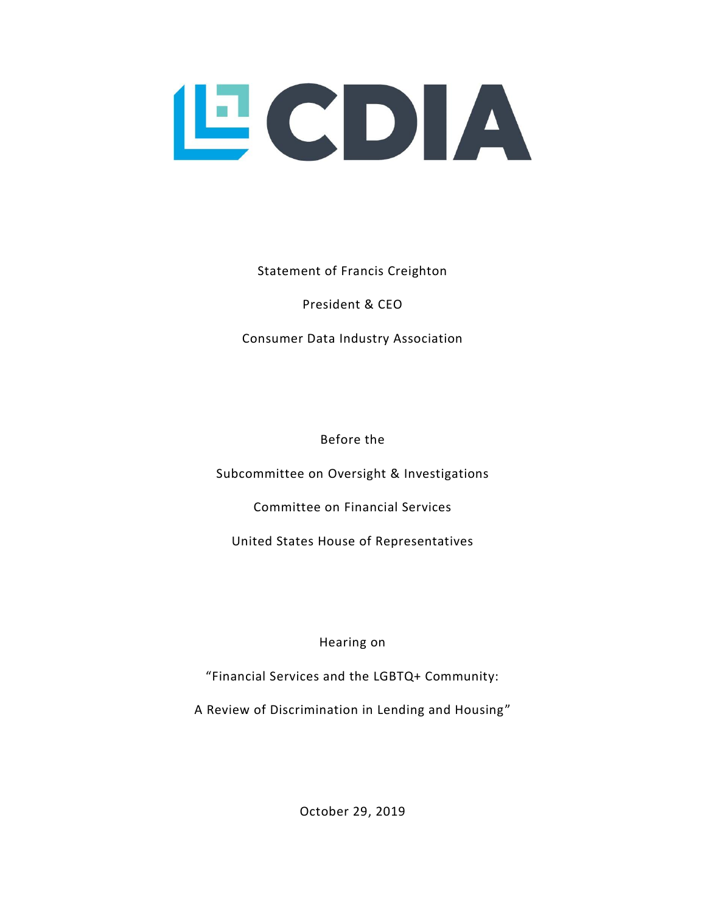CDIA

Statement of Francis Creighton

President & CEO

Consumer Data Industry Association

Before the

Subcommittee on Oversight & Investigations

Committee on Financial Services

United States House of Representatives

Hearing on

"Financial Services and the LGBTQ+ Community:

A Review of Discrimination in Lending and Housing"

October 29, 2019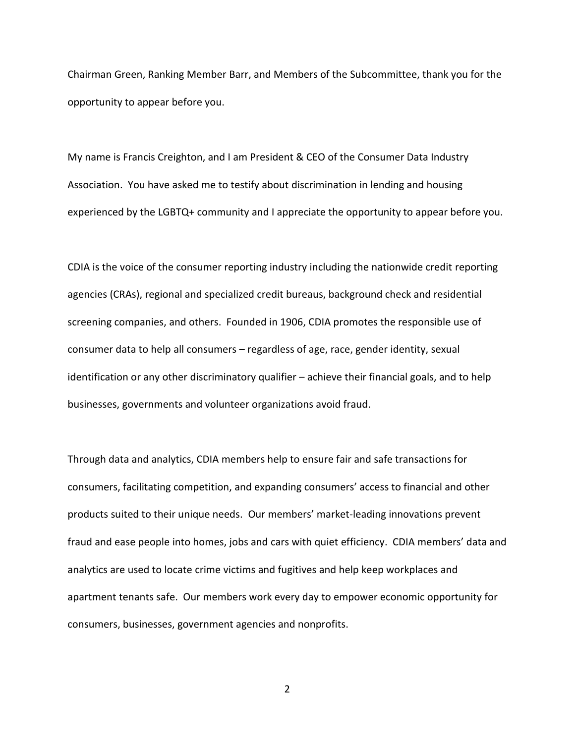Chairman Green, Ranking Member Barr, and Members of the Subcommittee, thank you for the opportunity to appear before you.

My name is Francis Creighton, and I am President & CEO of the Consumer Data Industry Association. You have asked me to testify about discrimination in lending and housing experienced by the LGBTQ+ community and I appreciate the opportunity to appear before you.

CDIA is the voice of the consumer reporting industry including the nationwide credit reporting agencies (CRAs), regional and specialized credit bureaus, background check and residential screening companies, and others. Founded in 1906, CDIA promotes the responsible use of consumer data to help all consumers – regardless of age, race, gender identity, sexual identification or any other discriminatory qualifier – achieve their financial goals, and to help businesses, governments and volunteer organizations avoid fraud.

Through data and analytics, CDIA members help to ensure fair and safe transactions for consumers, facilitating competition, and expanding consumers' access to financial and other products suited to their unique needs. Our members' market-leading innovations prevent fraud and ease people into homes, jobs and cars with quiet efficiency. CDIA members' data and analytics are used to locate crime victims and fugitives and help keep workplaces and apartment tenants safe. Our members work every day to empower economic opportunity for consumers, businesses, government agencies and nonprofits.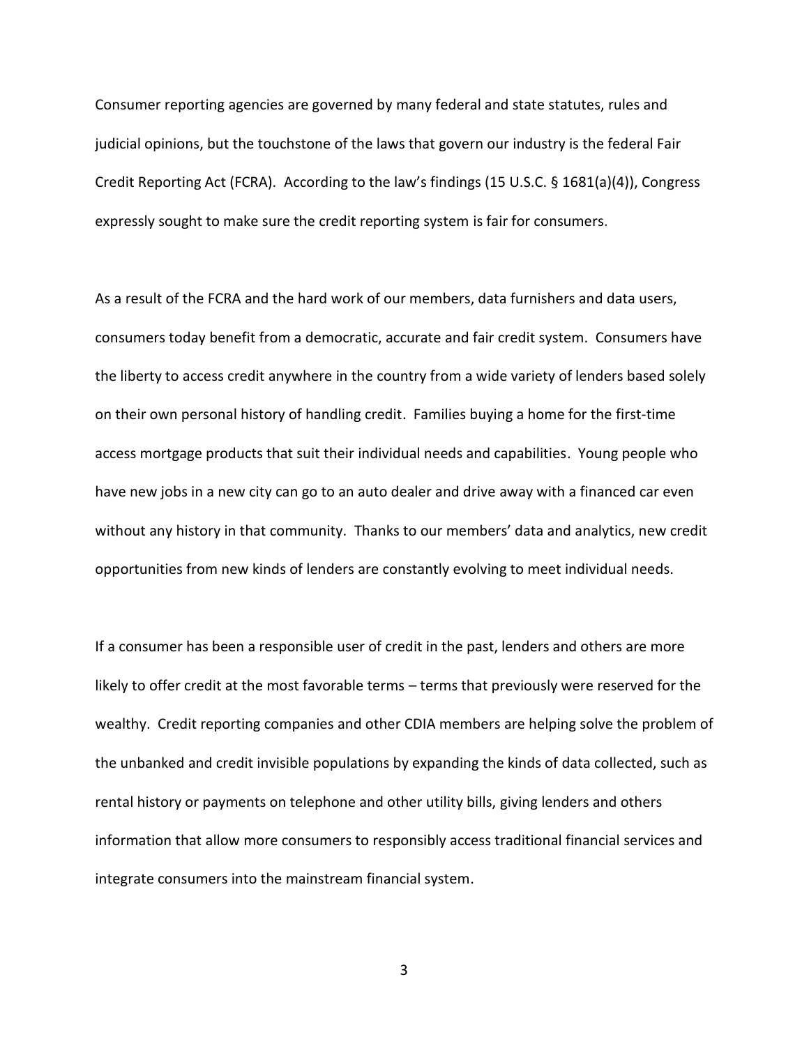Consumer reporting agencies are governed by many federal and state statutes, rules and judicial opinions, but the touchstone of the laws that govern our industry is the federal Fair Credit Reporting Act (FCRA). According to the law's findings (15 U.S.C. § 1681(a)(4)), Congress expressly sought to make sure the credit reporting system is fair for consumers.

As a result of the FCRA and the hard work of our members, data furnishers and data users, consumers today benefit from a democratic, accurate and fair credit system. Consumers have the liberty to access credit anywhere in the country from a wide variety of lenders based solely on their own personal history of handling credit. Families buying a home for the first-time access mortgage products that suit their individual needs and capabilities. Young people who have new jobs in a new city can go to an auto dealer and drive away with a financed car even without any history in that community. Thanks to our members' data and analytics, new credit opportunities from new kinds of lenders are constantly evolving to meet individual needs.

If a consumer has been a responsible user of credit in the past, lenders and others are more likely to offer credit at the most favorable terms – terms that previously were reserved for the wealthy. Credit reporting companies and other CDIA members are helping solve the problem of the unbanked and credit invisible populations by expanding the kinds of data collected, such as rental history or payments on telephone and other utility bills, giving lenders and others information that allow more consumers to responsibly access traditional financial services and integrate consumers into the mainstream financial system.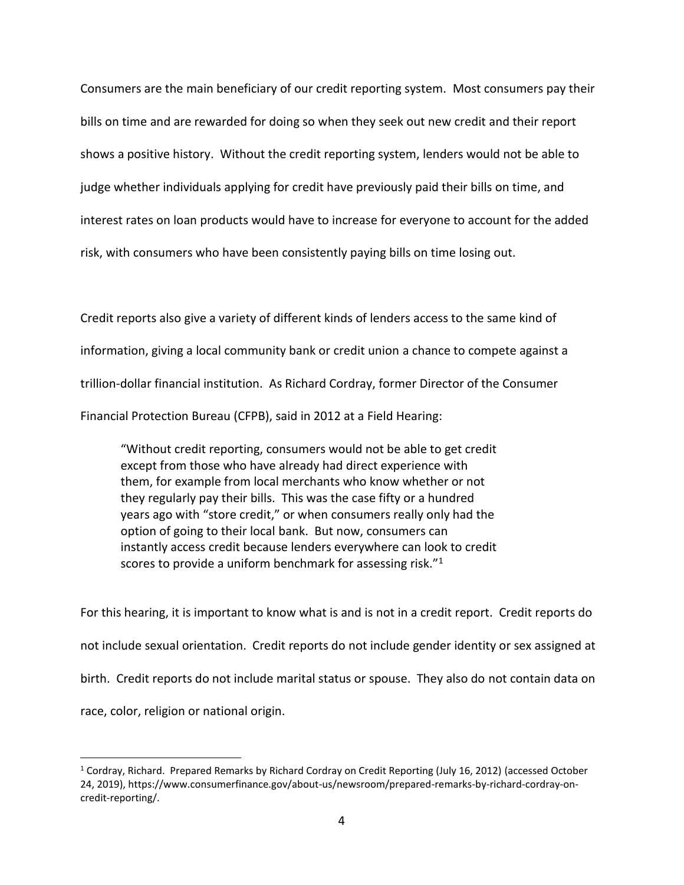Consumers are the main beneficiary of our credit reporting system. Most consumers pay their bills on time and are rewarded for doing so when they seek out new credit and their report shows a positive history. Without the credit reporting system, lenders would not be able to judge whether individuals applying for credit have previously paid their bills on time, and interest rates on loan products would have to increase for everyone to account for the added risk, with consumers who have been consistently paying bills on time losing out.

Credit reports also give a variety of different kinds of lenders access to the same kind of information, giving a local community bank or credit union a chance to compete against a trillion-dollar financial institution. As Richard Cordray, former Director of the Consumer Financial Protection Bureau (CFPB), said in 2012 at a Field Hearing:

> "Without credit reporting, consumers would not be able to get credit except from those who have already had direct experience with them, for example from local merchants who know whether or not they regularly pay their bills. This was the case fifty or a hundred years ago with "store credit," or when consumers really only had the option of going to their local bank. But now, consumers can instantly access credit because lenders everywhere can look to credit scores to provide a uniform benchmark for assessing risk."[1]

For this hearing, it is important to know what is and is not in a credit report. Credit reports do not include sexual orientation. Credit reports do not include gender identity or sex assigned at birth. Credit reports do not include marital status or spouse. They also do not contain data on race, color, religion or national origin.

---

[1] Cordray, Richard. Prepared Remarks by Richard Cordray on Credit Reporting (July 16, 2012) (accessed October 24, 2019), https://www.consumerfinance.gov/about-us/newsroom/prepared-remarks-by-richard-cordray-on-credit-reporting/.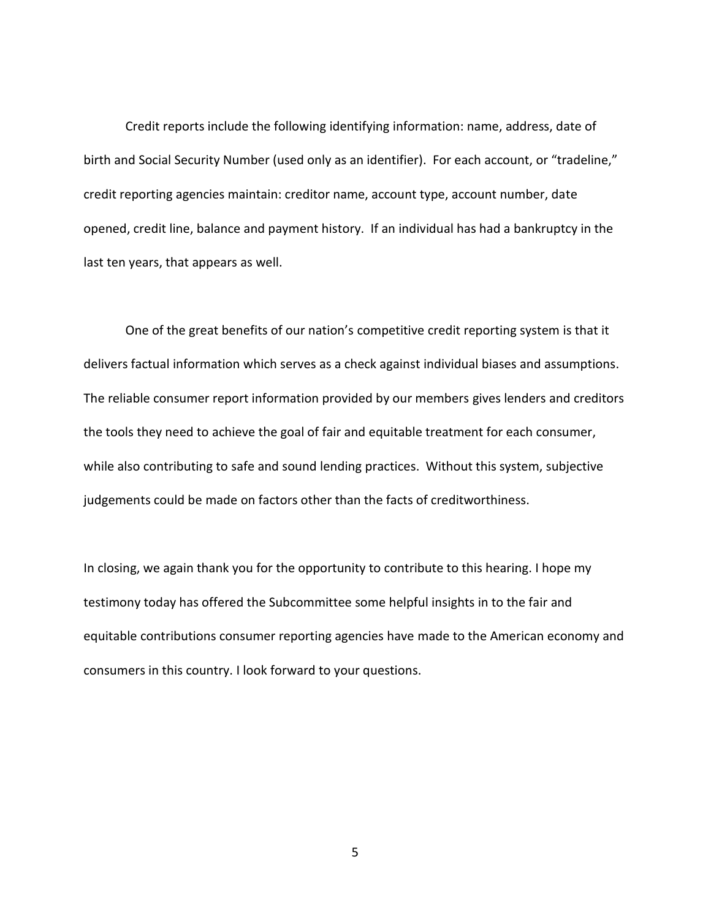Credit reports include the following identifying information: name, address, date of birth and Social Security Number (used only as an identifier). For each account, or "tradeline," credit reporting agencies maintain: creditor name, account type, account number, date opened, credit line, balance and payment history. If an individual has had a bankruptcy in the last ten years, that appears as well.

One of the great benefits of our nation's competitive credit reporting system is that it delivers factual information which serves as a check against individual biases and assumptions. The reliable consumer report information provided by our members gives lenders and creditors the tools they need to achieve the goal of fair and equitable treatment for each consumer, while also contributing to safe and sound lending practices. Without this system, subjective judgements could be made on factors other than the facts of creditworthiness.

In closing, we again thank you for the opportunity to contribute to this hearing. I hope my testimony today has offered the Subcommittee some helpful insights in to the fair and equitable contributions consumer reporting agencies have made to the American economy and consumers in this country. I look forward to your questions.